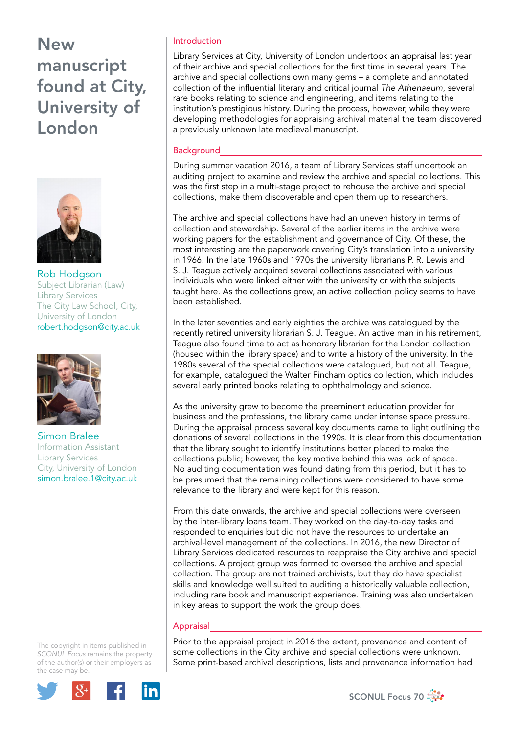# New manuscript found at City, University of London

Rob Hodgson
Subject Librarian (Law)
Library Services
The City Law School, City, University of London
robert.hodgson@city.ac.uk

Simon Bralee
Information Assistant
Library Services
City, University of London
simon.bralee.1@city.ac.uk

## Introduction

Library Services at City, University of London undertook an appraisal last year of their archive and special collections for the first time in several years. The archive and special collections own many gems – a complete and annotated collection of the influential literary and critical journal *The Athenaeum*, several rare books relating to science and engineering, and items relating to the institution's prestigious history. During the process, however, while they were developing methodologies for appraising archival material the team discovered a previously unknown late medieval manuscript.

## Background

During summer vacation 2016, a team of Library Services staff undertook an auditing project to examine and review the archive and special collections. This was the first step in a multi-stage project to rehouse the archive and special collections, make them discoverable and open them up to researchers.

The archive and special collections have had an uneven history in terms of collection and stewardship. Several of the earlier items in the archive were working papers for the establishment and governance of City. Of these, the most interesting are the paperwork covering City's translation into a university in 1966. In the late 1960s and 1970s the university librarians P. R. Lewis and S. J. Teague actively acquired several collections associated with various individuals who were linked either with the university or with the subjects taught here. As the collections grew, an active collection policy seems to have been established.

In the later seventies and early eighties the archive was catalogued by the recently retired university librarian S. J. Teague. An active man in his retirement, Teague also found time to act as honorary librarian for the London collection (housed within the library space) and to write a history of the university. In the 1980s several of the special collections were catalogued, but not all. Teague, for example, catalogued the Walter Fincham optics collection, which includes several early printed books relating to ophthalmology and science.

As the university grew to become the preeminent education provider for business and the professions, the library came under intense space pressure. During the appraisal process several key documents came to light outlining the donations of several collections in the 1990s. It is clear from this documentation that the library sought to identify institutions better placed to make the collections public; however, the key motive behind this was lack of space. No auditing documentation was found dating from this period, but it has to be presumed that the remaining collections were considered to have some relevance to the library and were kept for this reason.

From this date onwards, the archive and special collections were overseen by the inter-library loans team. They worked on the day-to-day tasks and responded to enquiries but did not have the resources to undertake an archival-level management of the collections. In 2016, the new Director of Library Services dedicated resources to reappraise the City archive and special collections. A project group was formed to oversee the archive and special collection. The group are not trained archivists, but they do have specialist skills and knowledge well suited to auditing a historically valuable collection, including rare book and manuscript experience. Training was also undertaken in key areas to support the work the group does.

## Appraisal

Prior to the appraisal project in 2016 the extent, provenance and content of some collections in the City archive and special collections were unknown. Some print-based archival descriptions, lists and provenance information had

The copyright in items published in *SCONUL Focus* remains the property of the author(s) or their employers as the case may be.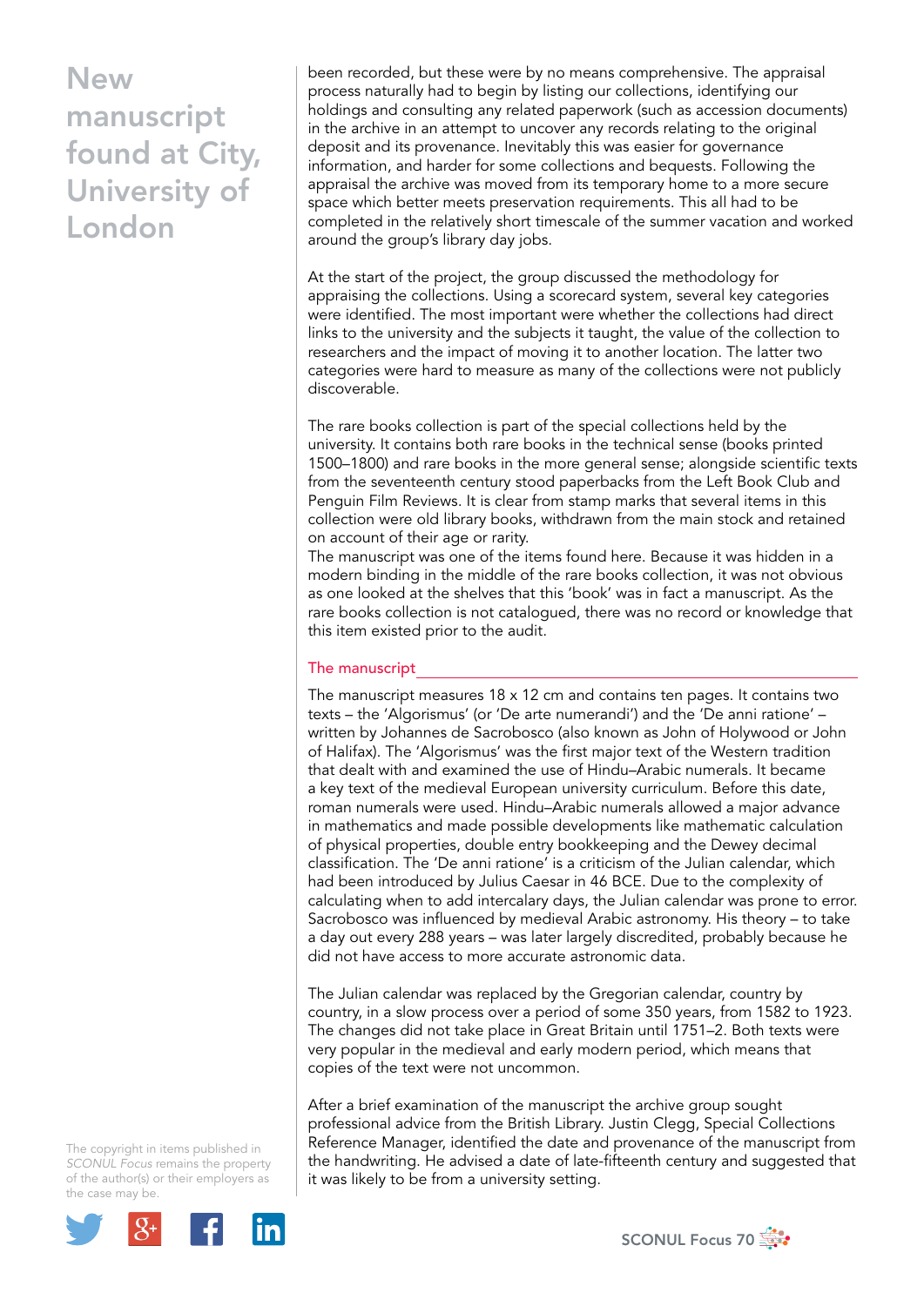been recorded, but these were by no means comprehensive. The appraisal process naturally had to begin by listing our collections, identifying our holdings and consulting any related paperwork (such as accession documents) in the archive in an attempt to uncover any records relating to the original deposit and its provenance. Inevitably this was easier for governance information, and harder for some collections and bequests. Following the appraisal the archive was moved from its temporary home to a more secure space which better meets preservation requirements. This all had to be completed in the relatively short timescale of the summer vacation and worked around the group's library day jobs.

At the start of the project, the group discussed the methodology for appraising the collections. Using a scorecard system, several key categories were identified. The most important were whether the collections had direct links to the university and the subjects it taught, the value of the collection to researchers and the impact of moving it to another location. The latter two categories were hard to measure as many of the collections were not publicly discoverable.

The rare books collection is part of the special collections held by the university. It contains both rare books in the technical sense (books printed 1500–1800) and rare books in the more general sense; alongside scientific texts from the seventeenth century stood paperbacks from the Left Book Club and Penguin Film Reviews. It is clear from stamp marks that several items in this collection were old library books, withdrawn from the main stock and retained on account of their age or rarity.

The manuscript was one of the items found here. Because it was hidden in a modern binding in the middle of the rare books collection, it was not obvious as one looked at the shelves that this 'book' was in fact a manuscript. As the rare books collection is not catalogued, there was no record or knowledge that this item existed prior to the audit.

## The manuscript

The manuscript measures 18 x 12 cm and contains ten pages. It contains two texts – the 'Algorismus' (or 'De arte numerandi') and the 'De anni ratione' – written by Johannes de Sacrobosco (also known as John of Holywood or John of Halifax). The 'Algorismus' was the first major text of the Western tradition that dealt with and examined the use of Hindu–Arabic numerals. It became a key text of the medieval European university curriculum. Before this date, roman numerals were used. Hindu–Arabic numerals allowed a major advance in mathematics and made possible developments like mathematic calculation of physical properties, double entry bookkeeping and the Dewey decimal classification. The 'De anni ratione' is a criticism of the Julian calendar, which had been introduced by Julius Caesar in 46 BCE. Due to the complexity of calculating when to add intercalary days, the Julian calendar was prone to error. Sacrobosco was influenced by medieval Arabic astronomy. His theory – to take a day out every 288 years – was later largely discredited, probably because he did not have access to more accurate astronomic data.

The Julian calendar was replaced by the Gregorian calendar, country by country, in a slow process over a period of some 350 years, from 1582 to 1923. The changes did not take place in Great Britain until 1751–2. Both texts were very popular in the medieval and early modern period, which means that copies of the text were not uncommon.

After a brief examination of the manuscript the archive group sought professional advice from the British Library. Justin Clegg, Special Collections Reference Manager, identified the date and provenance of the manuscript from the handwriting. He advised a date of late-fifteenth century and suggested that it was likely to be from a university setting.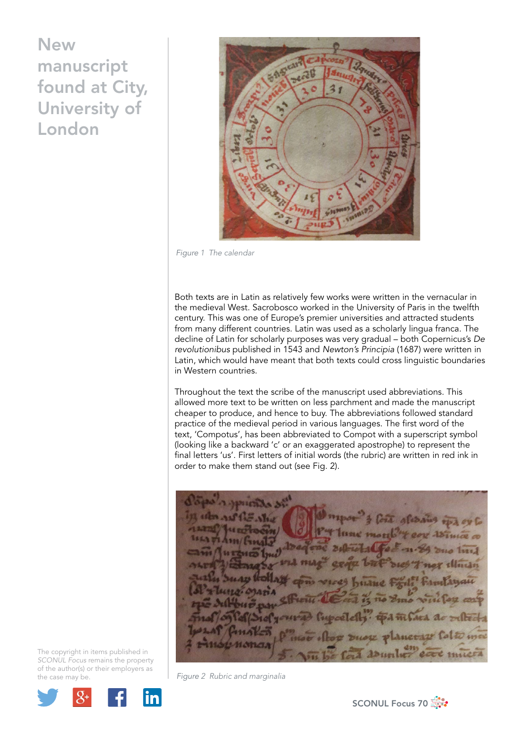Figure 1 The calendar

Both texts are in Latin as relatively few works were written in the vernacular in the medieval West. Sacrobosco worked in the University of Paris in the twelfth century. This was one of Europe's premier universities and attracted students from many different countries. Latin was used as a scholarly lingua franca. The decline of Latin for scholarly purposes was very gradual – both Copernicus's *De revolutionibus* published in 1543 and *Newton's Principia* (1687) were written in Latin, which would have meant that both texts could cross linguistic boundaries in Western countries.

Throughout the text the scribe of the manuscript used abbreviations. This allowed more text to be written on less parchment and made the manuscript cheaper to produce, and hence to buy. The abbreviations followed standard practice of the medieval period in various languages. The first word of the text, 'Compotus', has been abbreviated to Compot with a superscript symbol (looking like a backward 'c' or an exaggerated apostrophe) to represent the final letters 'us'. First letters of initial words (the rubric) are written in red ink in order to make them stand out (see Fig. 2).

Figure 2 Rubric and marginalia

The copyright in items published in *SCONUL Focus* remains the property of the author(s) or their employers as the case may be.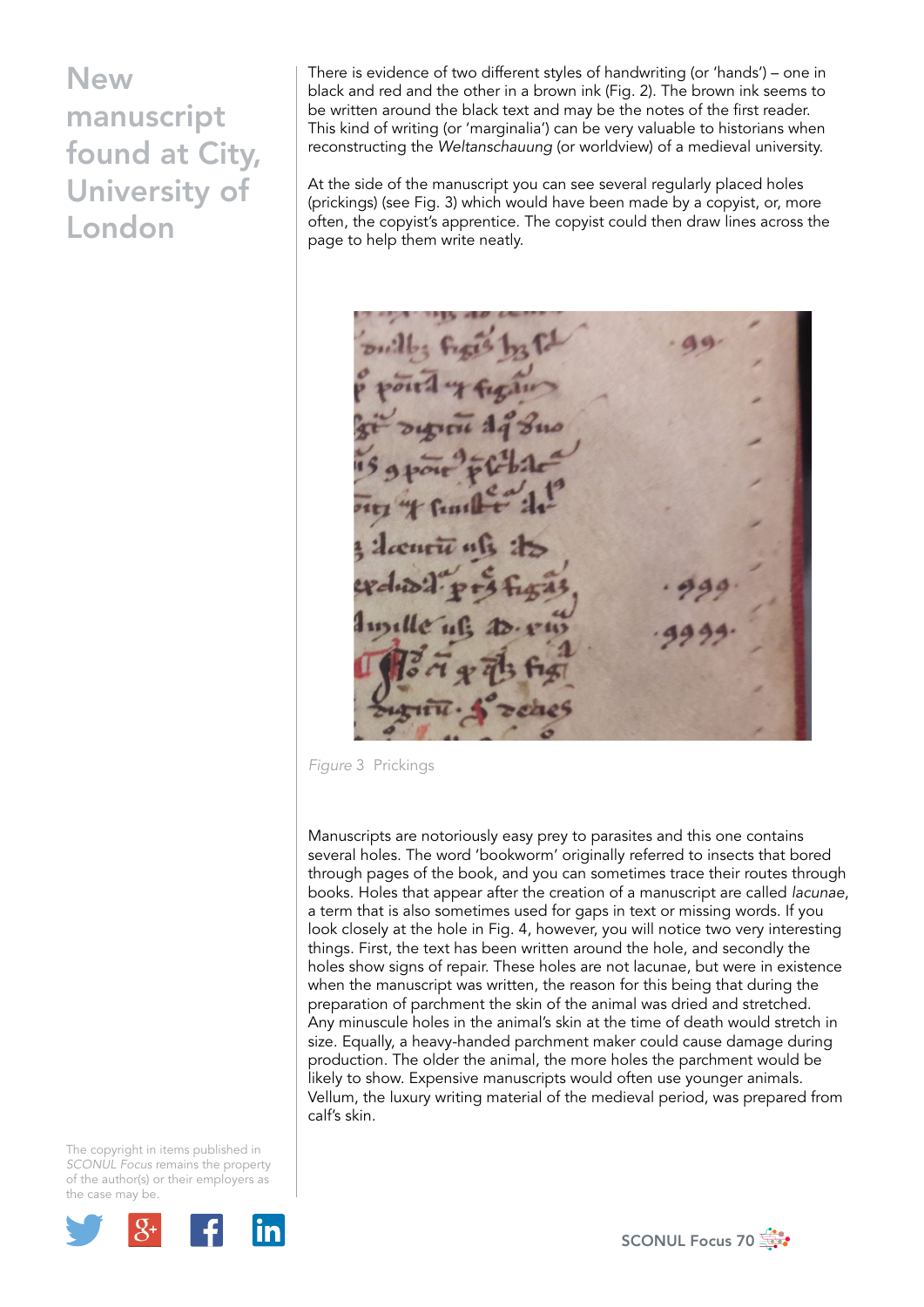# New manuscript found at City, University of London

There is evidence of two different styles of handwriting (or 'hands') – one in black and red and the other in a brown ink (Fig. 2). The brown ink seems to be written around the black text and may be the notes of the first reader. This kind of writing (or 'marginalia') can be very valuable to historians when reconstructing the *Weltanschauung* (or worldview) of a medieval university.

At the side of the manuscript you can see several regularly placed holes (prickings) (see Fig. 3) which would have been made by a copyist, or, more often, the copyist's apprentice. The copyist could then draw lines across the page to help them write neatly.

*Figure* 3 Prickings

Manuscripts are notoriously easy prey to parasites and this one contains several holes. The word 'bookworm' originally referred to insects that bored through pages of the book, and you can sometimes trace their routes through books. Holes that appear after the creation of a manuscript are called *lacunae*, a term that is also sometimes used for gaps in text or missing words. If you look closely at the hole in Fig. 4, however, you will notice two very interesting things. First, the text has been written around the hole, and secondly the holes show signs of repair. These holes are not lacunae, but were in existence when the manuscript was written, the reason for this being that during the preparation of parchment the skin of the animal was dried and stretched. Any minuscule holes in the animal's skin at the time of death would stretch in size. Equally, a heavy-handed parchment maker could cause damage during production. The older the animal, the more holes the parchment would be likely to show. Expensive manuscripts would often use younger animals. Vellum, the luxury writing material of the medieval period, was prepared from calf's skin.

The copyright in items published in *SCONUL Focus* remains the property of the author(s) or their employers as the case may be.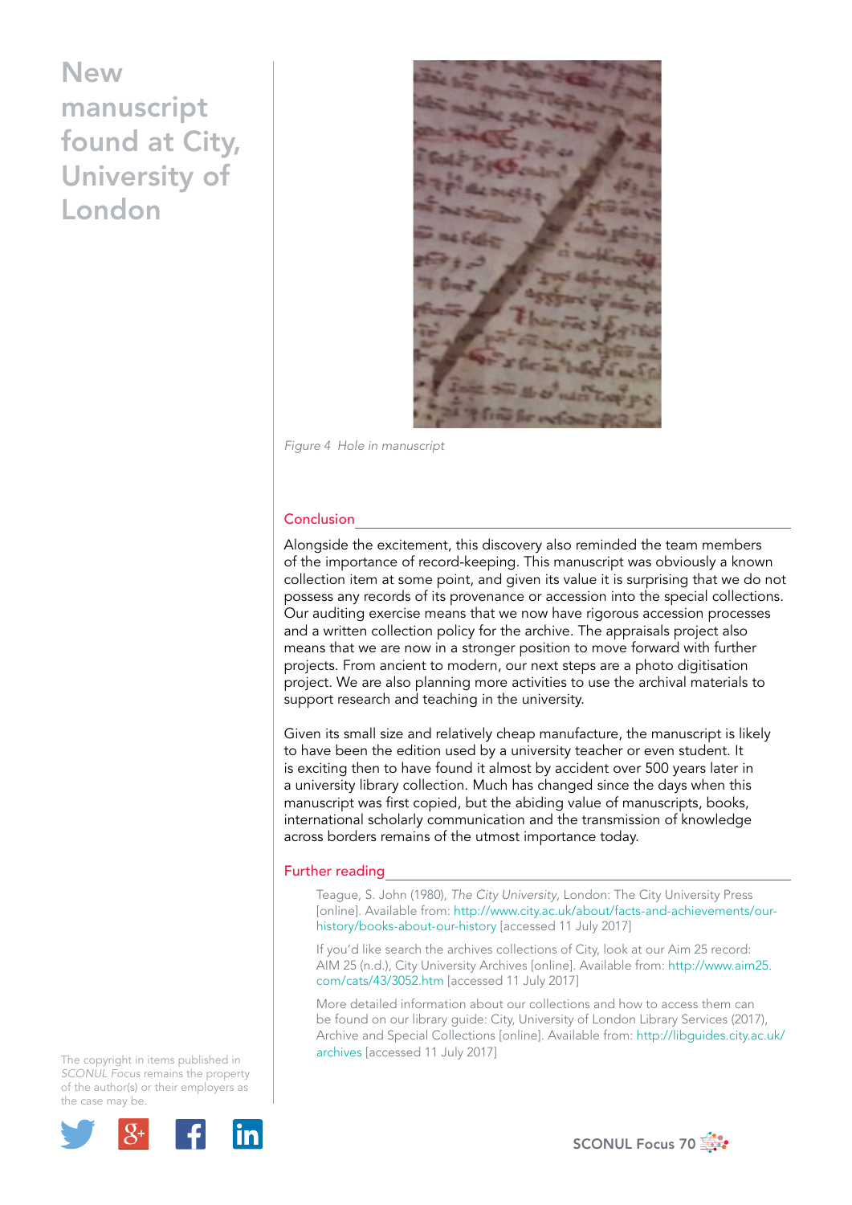# New manuscript found at City, University of London

Figure 4 Hole in manuscript

## Conclusion

Alongside the excitement, this discovery also reminded the team members of the importance of record-keeping. This manuscript was obviously a known collection item at some point, and given its value it is surprising that we do not possess any records of its provenance or accession into the special collections. Our auditing exercise means that we now have rigorous accession processes and a written collection policy for the archive. The appraisals project also means that we are now in a stronger position to move forward with further projects. From ancient to modern, our next steps are a photo digitisation project. We are also planning more activities to use the archival materials to support research and teaching in the university.

Given its small size and relatively cheap manufacture, the manuscript is likely to have been the edition used by a university teacher or even student. It is exciting then to have found it almost by accident over 500 years later in a university library collection. Much has changed since the days when this manuscript was first copied, but the abiding value of manuscripts, books, international scholarly communication and the transmission of knowledge across borders remains of the utmost importance today.

## Further reading

Teague, S. John (1980), *The City University*, London: The City University Press [online]. Available from: http://www.city.ac.uk/about/facts-and-achievements/our-history/books-about-our-history [accessed 11 July 2017]

If you'd like search the archives collections of City, look at our Aim 25 record: AIM 25 (n.d.), City University Archives [online]. Available from: http://www.aim25.com/cats/43/3052.htm [accessed 11 July 2017]

More detailed information about our collections and how to access them can be found on our library guide: City, University of London Library Services (2017), Archive and Special Collections [online]. Available from: http://libguides.city.ac.uk/archives [accessed 11 July 2017]

The copyright in items published in *SCONUL Focus* remains the property of the author(s) or their employers as the case may be.